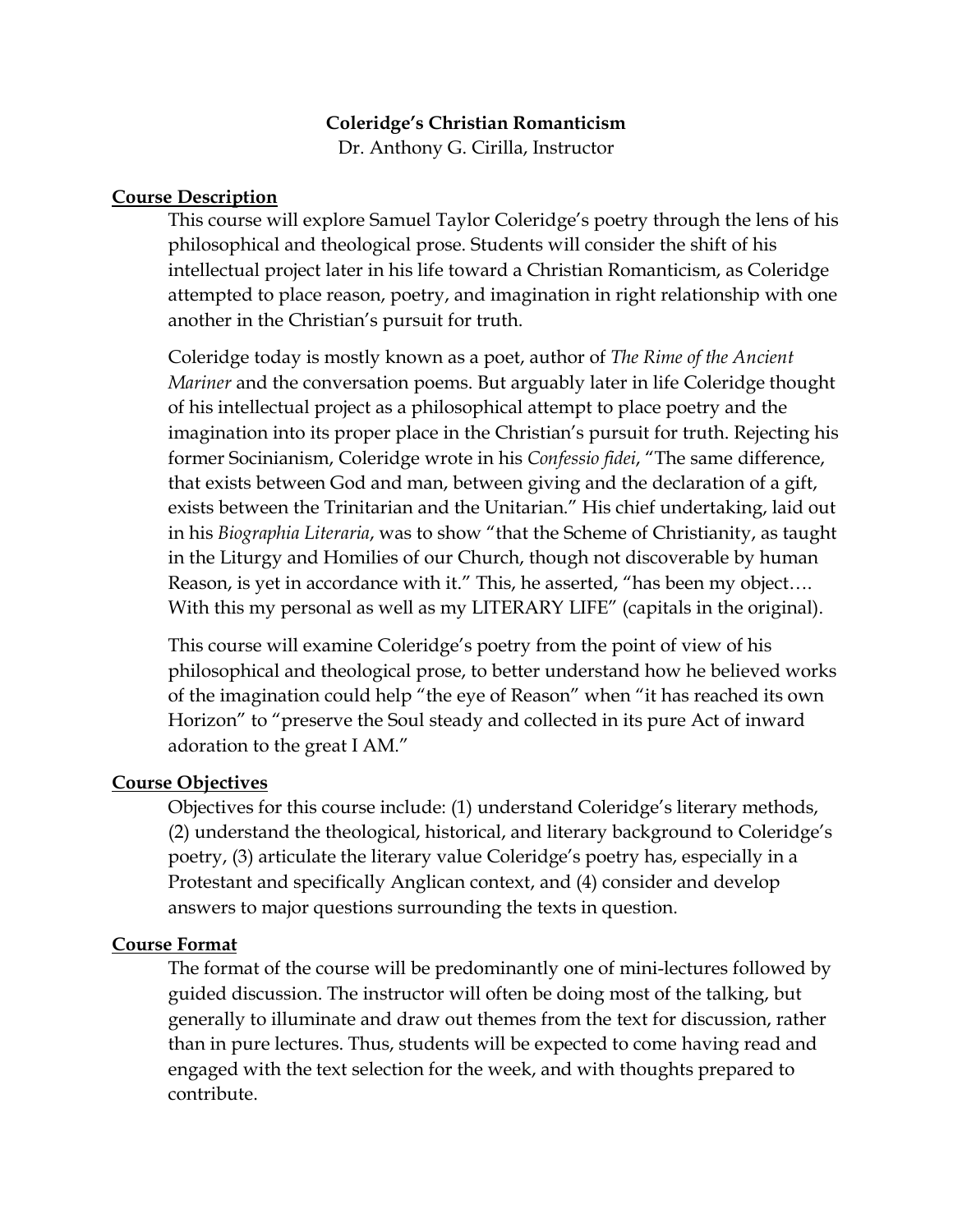# Coleridge's Christian Romanticism

Dr. Anthony G. Cirilla, Instructor

## Course Description

This course will explore Samuel Taylor Coleridge's poetry through the lens of his philosophical and theological prose. Students will consider the shift of his intellectual project later in his life toward a Christian Romanticism, as Coleridge attempted to place reason, poetry, and imagination in right relationship with one another in the Christian's pursuit for truth.

Coleridge today is mostly known as a poet, author of *The Rime of the Ancient Mariner* and the conversation poems. But arguably later in life Coleridge thought of his intellectual project as a philosophical attempt to place poetry and the imagination into its proper place in the Christian's pursuit for truth. Rejecting his former Socinianism, Coleridge wrote in his *Confessio fidei*, "The same difference, that exists between God and man, between giving and the declaration of a gift, exists between the Trinitarian and the Unitarian." His chief undertaking, laid out in his *Biographia Literaria*, was to show "that the Scheme of Christianity, as taught in the Liturgy and Homilies of our Church, though not discoverable by human Reason, is yet in accordance with it." This, he asserted, "has been my object…. With this my personal as well as my LITERARY LIFE" (capitals in the original).

This course will examine Coleridge's poetry from the point of view of his philosophical and theological prose, to better understand how he believed works of the imagination could help "the eye of Reason" when "it has reached its own Horizon" to "preserve the Soul steady and collected in its pure Act of inward adoration to the great I AM."

## Course Objectives

Objectives for this course include: (1) understand Coleridge's literary methods, (2) understand the theological, historical, and literary background to Coleridge's poetry, (3) articulate the literary value Coleridge's poetry has, especially in a Protestant and specifically Anglican context, and (4) consider and develop answers to major questions surrounding the texts in question.

## Course Format

The format of the course will be predominantly one of mini-lectures followed by guided discussion. The instructor will often be doing most of the talking, but generally to illuminate and draw out themes from the text for discussion, rather than in pure lectures. Thus, students will be expected to come having read and engaged with the text selection for the week, and with thoughts prepared to contribute.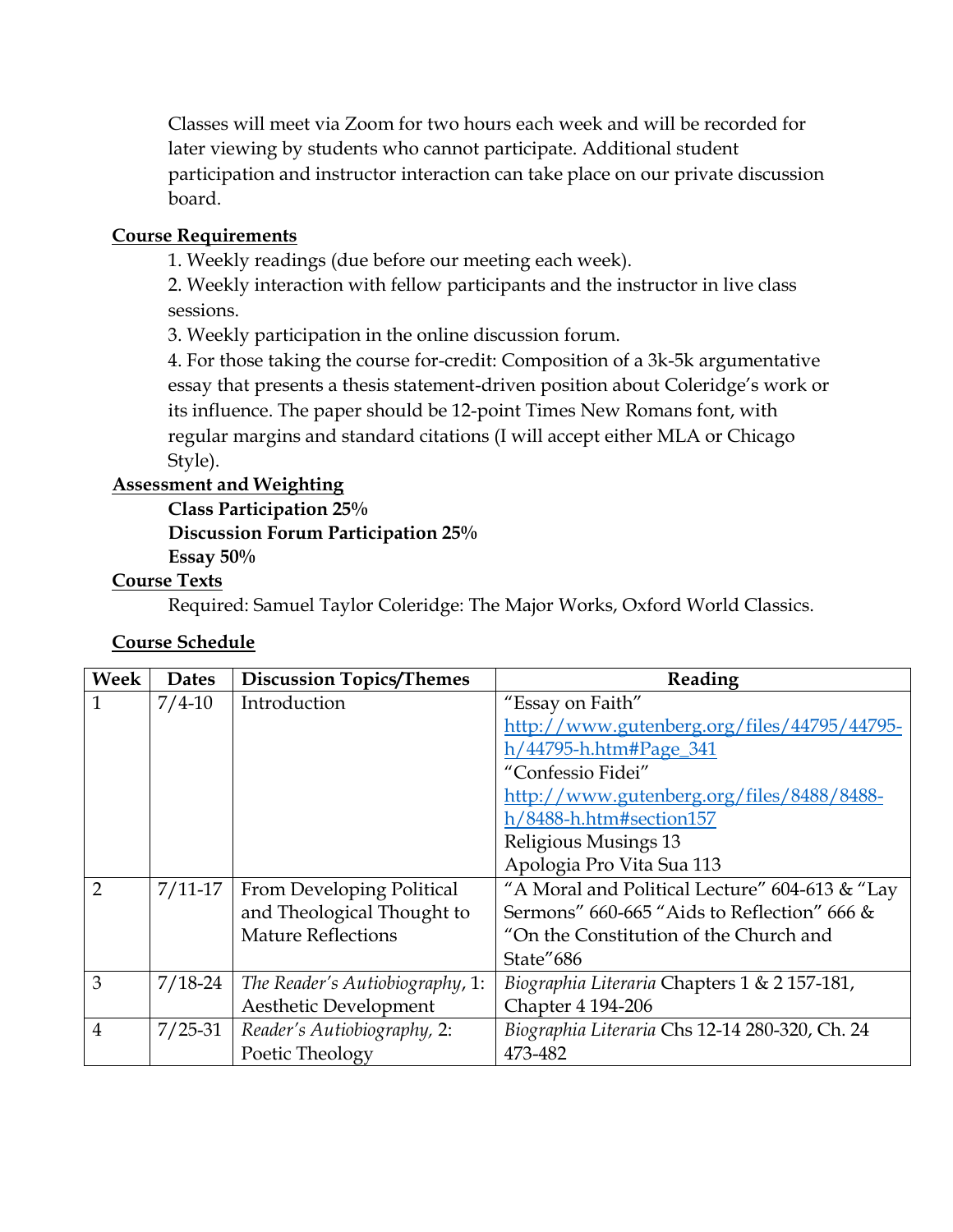Classes will meet via Zoom for two hours each week and will be recorded for later viewing by students who cannot participate. Additional student participation and instructor interaction can take place on our private discussion board.

**Course Requirements**

1. Weekly readings (due before our meeting each week).
2. Weekly interaction with fellow participants and the instructor in live class sessions.
3. Weekly participation in the online discussion forum.
4. For those taking the course for-credit: Composition of a 3k-5k argumentative essay that presents a thesis statement-driven position about Coleridge's work or its influence. The paper should be 12-point Times New Romans font, with regular margins and standard citations (I will accept either MLA or Chicago Style).

**Assessment and Weighting**

**Class Participation 25%**
**Discussion Forum Participation 25%**
**Essay 50%**

**Course Texts**

Required: Samuel Taylor Coleridge: The Major Works, Oxford World Classics.

**Course Schedule**

| Week | Dates | Discussion Topics/Themes | Reading |
|---|---|---|---|
| 1 | 7/4-10 | Introduction | "Essay on Faith" http://www.gutenberg.org/files/44795/44795-h/44795-h.htm#Page_341 "Confessio Fidei" http://www.gutenberg.org/files/8488/8488-h/8488-h.htm#section157 Religious Musings 13 Apologia Pro Vita Sua 113 |
| 2 | 7/11-17 | From Developing Political and Theological Thought to Mature Reflections | "A Moral and Political Lecture" 604-613 & "Lay Sermons" 660-665 "Aids to Reflection" 666 & "On the Constitution of the Church and State"686 |
| 3 | 7/18-24 | *The Reader's Autiobiography*, 1: Aesthetic Development | *Biographia Literaria* Chapters 1 & 2 157-181, Chapter 4 194-206 |
| 4 | 7/25-31 | *Reader's Autiobiography,* 2: Poetic Theology | *Biographia Literaria* Chs 12-14 280-320, Ch. 24 473-482 |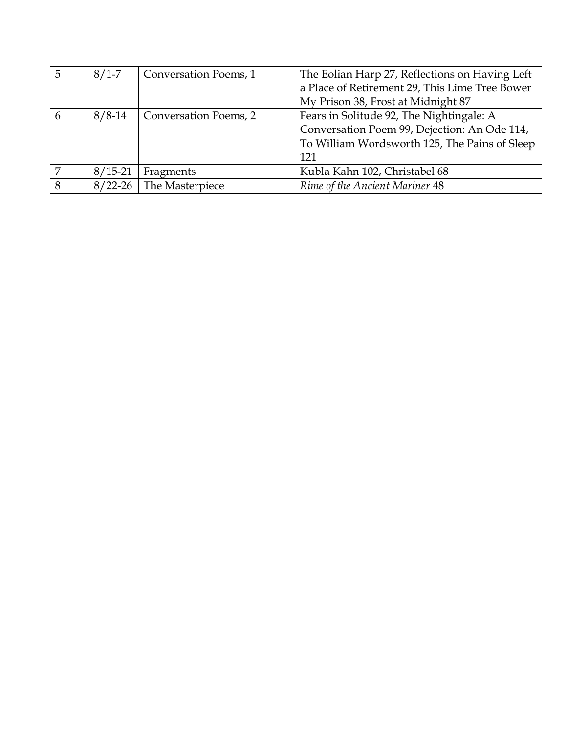| | | | |
|---|---|---|---|
| 5 | 8/1-7 | Conversation Poems, 1 | The Eolian Harp 27, Reflections on Having Left a Place of Retirement 29, This Lime Tree Bower My Prison 38, Frost at Midnight 87 |
| 6 | 8/8-14 | Conversation Poems, 2 | Fears in Solitude 92, The Nightingale: A Conversation Poem 99, Dejection: An Ode 114, To William Wordsworth 125, The Pains of Sleep 121 |
| 7 | 8/15-21 | Fragments | Kubla Kahn 102, Christabel 68 |
| 8 | 8/22-26 | The Masterpiece | *Rime of the Ancient Mariner* 48 |